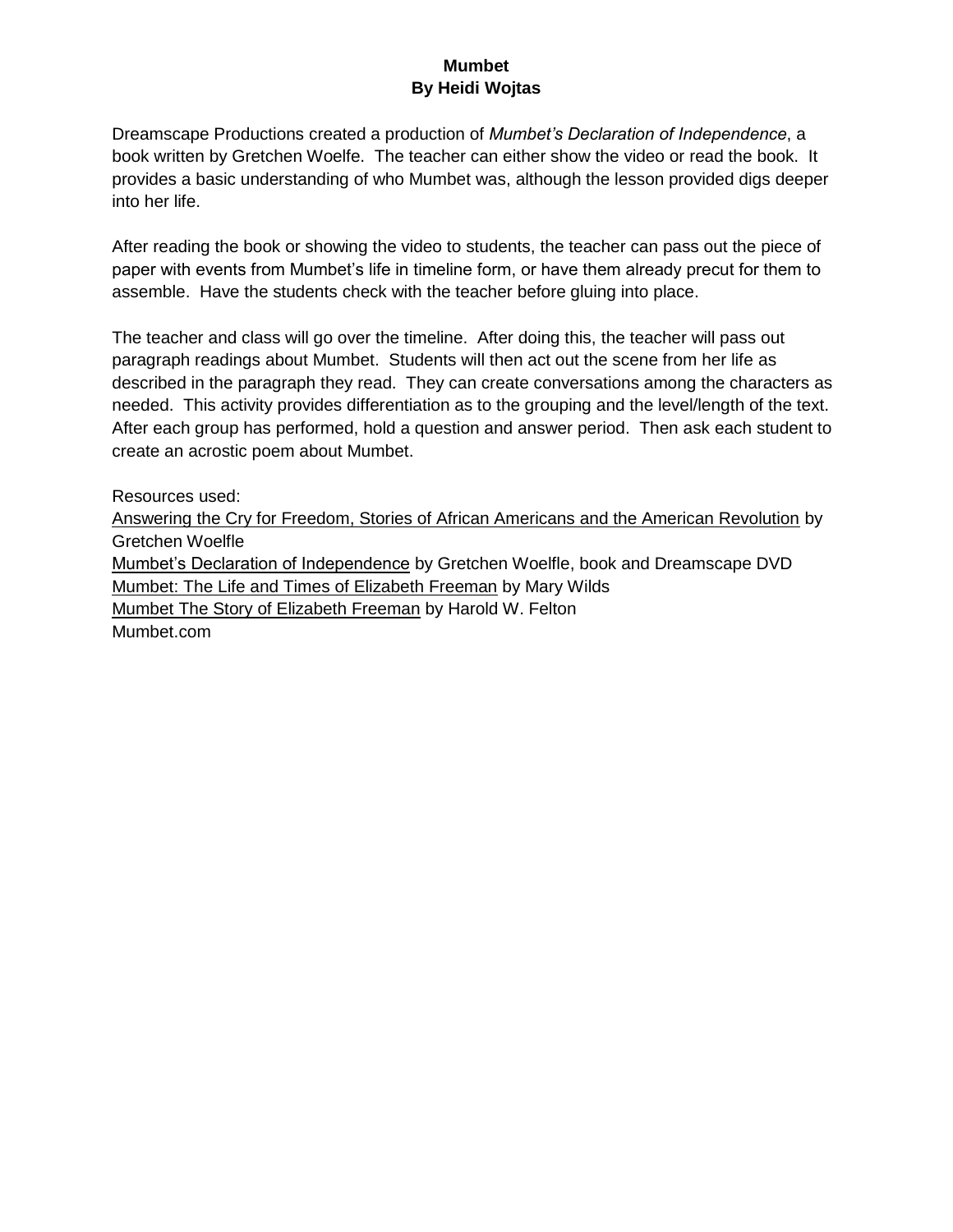# Mumbet
## By Heidi Wojtas

Dreamscape Productions created a production of *Mumbet's Declaration of Independence*, a book written by Gretchen Woelfe. The teacher can either show the video or read the book. It provides a basic understanding of who Mumbet was, although the lesson provided digs deeper into her life.

After reading the book or showing the video to students, the teacher can pass out the piece of paper with events from Mumbet's life in timeline form, or have them already precut for them to assemble. Have the students check with the teacher before gluing into place.

The teacher and class will go over the timeline. After doing this, the teacher will pass out paragraph readings about Mumbet. Students will then act out the scene from her life as described in the paragraph they read. They can create conversations among the characters as needed. This activity provides differentiation as to the grouping and the level/length of the text. After each group has performed, hold a question and answer period. Then ask each student to create an acrostic poem about Mumbet.

Resources used:
Answering the Cry for Freedom, Stories of African Americans and the American Revolution by Gretchen Woelfle
Mumbet's Declaration of Independence by Gretchen Woelfle, book and Dreamscape DVD
Mumbet: The Life and Times of Elizabeth Freeman by Mary Wilds
Mumbet The Story of Elizabeth Freeman by Harold W. Felton
Mumbet.com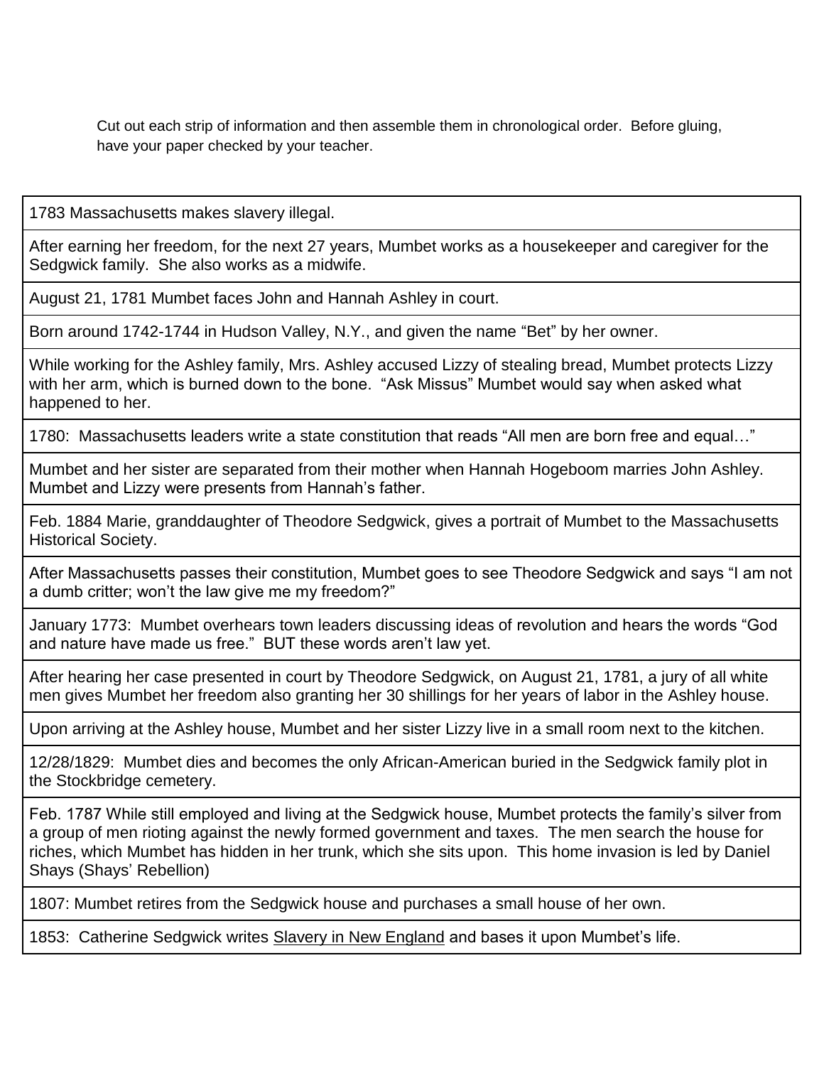Cut out each strip of information and then assemble them in chronological order. Before gluing, have your paper checked by your teacher.

| 1783 Massachusetts makes slavery illegal. |
| --- |
| After earning her freedom, for the next 27 years, Mumbet works as a housekeeper and caregiver for the Sedgwick family. She also works as a midwife. |
| August 21, 1781 Mumbet faces John and Hannah Ashley in court. |
| Born around 1742-1744 in Hudson Valley, N.Y., and given the name "Bet" by her owner. |
| While working for the Ashley family, Mrs. Ashley accused Lizzy of stealing bread, Mumbet protects Lizzy with her arm, which is burned down to the bone. "Ask Missus" Mumbet would say when asked what happened to her. |
| 1780: Massachusetts leaders write a state constitution that reads "All men are born free and equal…" |
| Mumbet and her sister are separated from their mother when Hannah Hogeboom marries John Ashley. Mumbet and Lizzy were presents from Hannah's father. |
| Feb. 1884 Marie, granddaughter of Theodore Sedgwick, gives a portrait of Mumbet to the Massachusetts Historical Society. |
| After Massachusetts passes their constitution, Mumbet goes to see Theodore Sedgwick and says "I am not a dumb critter; won't the law give me my freedom?" |
| January 1773: Mumbet overhears town leaders discussing ideas of revolution and hears the words "God and nature have made us free." BUT these words aren't law yet. |
| After hearing her case presented in court by Theodore Sedgwick, on August 21, 1781, a jury of all white men gives Mumbet her freedom also granting her 30 shillings for her years of labor in the Ashley house. |
| Upon arriving at the Ashley house, Mumbet and her sister Lizzy live in a small room next to the kitchen. |
| 12/28/1829: Mumbet dies and becomes the only African-American buried in the Sedgwick family plot in the Stockbridge cemetery. |
| Feb. 1787 While still employed and living at the Sedgwick house, Mumbet protects the family's silver from a group of men rioting against the newly formed government and taxes. The men search the house for riches, which Mumbet has hidden in her trunk, which she sits upon. This home invasion is led by Daniel Shays (Shays' Rebellion) |
| 1807: Mumbet retires from the Sedgwick house and purchases a small house of her own. |
| 1853: Catherine Sedgwick writes <u>Slavery in New England</u> and bases it upon Mumbet's life. |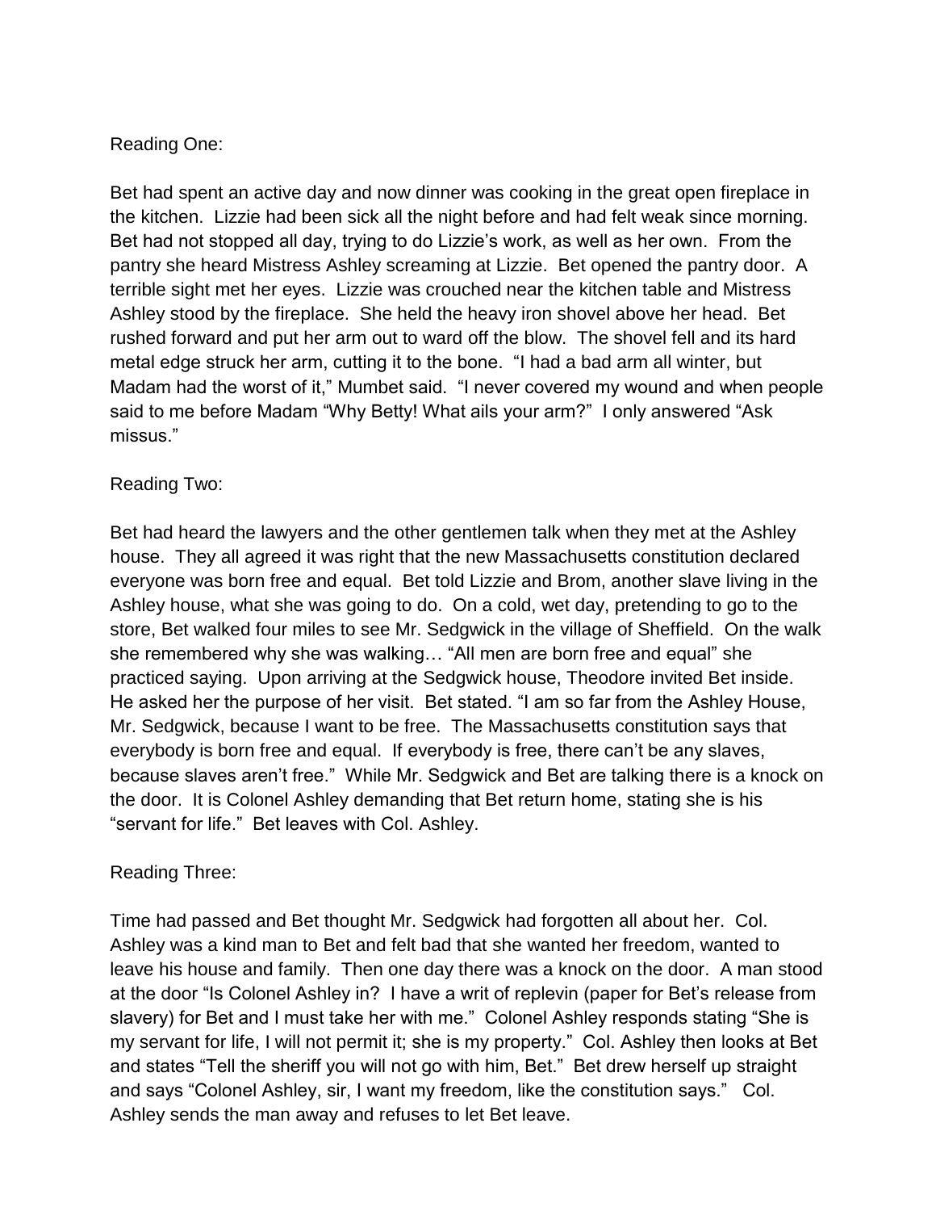Reading One:

Bet had spent an active day and now dinner was cooking in the great open fireplace in the kitchen. Lizzie had been sick all the night before and had felt weak since morning. Bet had not stopped all day, trying to do Lizzie's work, as well as her own. From the pantry she heard Mistress Ashley screaming at Lizzie. Bet opened the pantry door. A terrible sight met her eyes. Lizzie was crouched near the kitchen table and Mistress Ashley stood by the fireplace. She held the heavy iron shovel above her head. Bet rushed forward and put her arm out to ward off the blow. The shovel fell and its hard metal edge struck her arm, cutting it to the bone. "I had a bad arm all winter, but Madam had the worst of it," Mumbet said. "I never covered my wound and when people said to me before Madam "Why Betty! What ails your arm?" I only answered "Ask missus."

Reading Two:

Bet had heard the lawyers and the other gentlemen talk when they met at the Ashley house. They all agreed it was right that the new Massachusetts constitution declared everyone was born free and equal. Bet told Lizzie and Brom, another slave living in the Ashley house, what she was going to do. On a cold, wet day, pretending to go to the store, Bet walked four miles to see Mr. Sedgwick in the village of Sheffield. On the walk she remembered why she was walking… "All men are born free and equal" she practiced saying. Upon arriving at the Sedgwick house, Theodore invited Bet inside. He asked her the purpose of her visit. Bet stated. "I am so far from the Ashley House, Mr. Sedgwick, because I want to be free. The Massachusetts constitution says that everybody is born free and equal. If everybody is free, there can't be any slaves, because slaves aren't free." While Mr. Sedgwick and Bet are talking there is a knock on the door. It is Colonel Ashley demanding that Bet return home, stating she is his "servant for life." Bet leaves with Col. Ashley.

Reading Three:

Time had passed and Bet thought Mr. Sedgwick had forgotten all about her. Col. Ashley was a kind man to Bet and felt bad that she wanted her freedom, wanted to leave his house and family. Then one day there was a knock on the door. A man stood at the door "Is Colonel Ashley in? I have a writ of replevin (paper for Bet's release from slavery) for Bet and I must take her with me." Colonel Ashley responds stating "She is my servant for life, I will not permit it; she is my property." Col. Ashley then looks at Bet and states "Tell the sheriff you will not go with him, Bet." Bet drew herself up straight and says "Colonel Ashley, sir, I want my freedom, like the constitution says." Col. Ashley sends the man away and refuses to let Bet leave.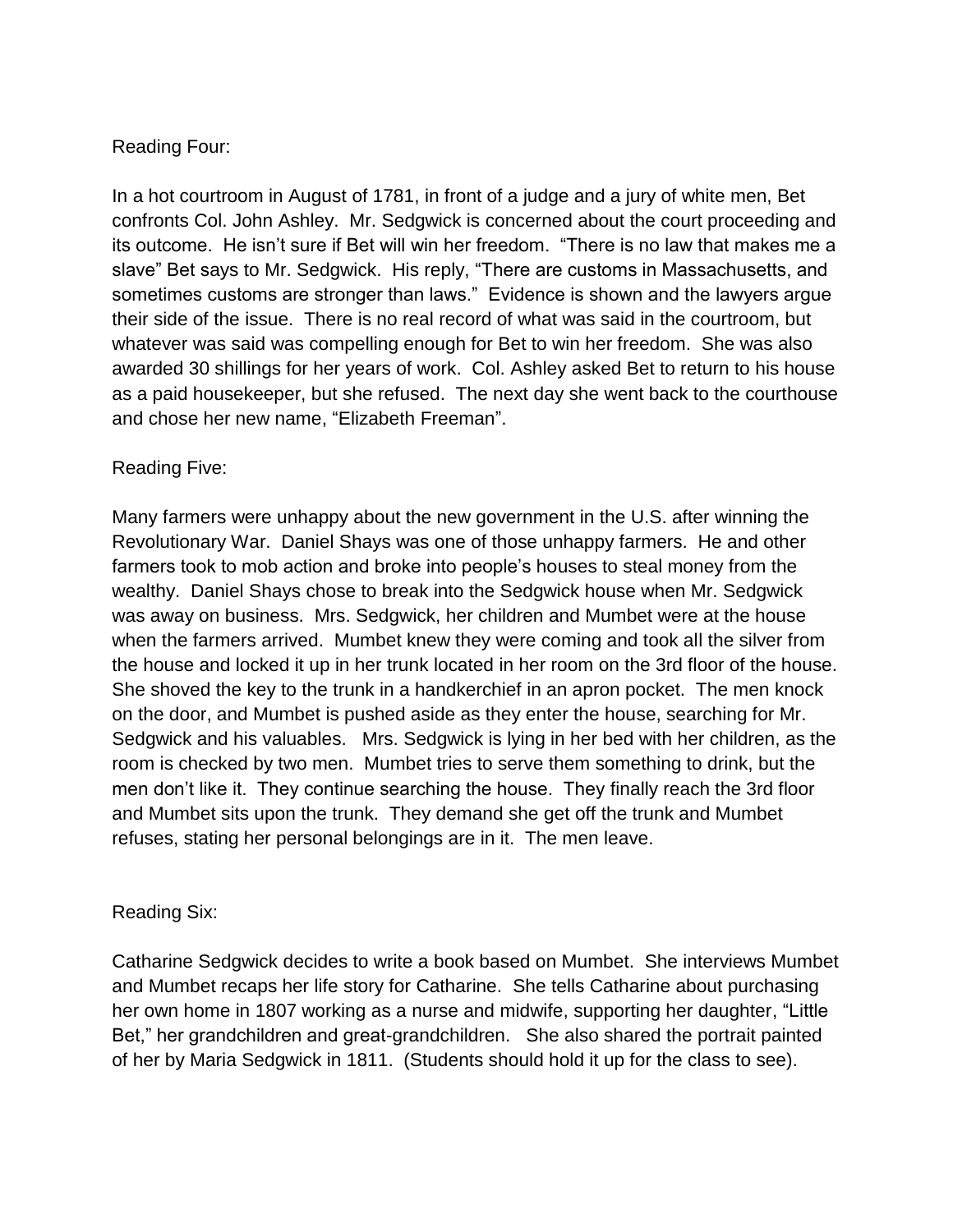Reading Four:

In a hot courtroom in August of 1781, in front of a judge and a jury of white men, Bet confronts Col. John Ashley. Mr. Sedgwick is concerned about the court proceeding and its outcome. He isn't sure if Bet will win her freedom. "There is no law that makes me a slave" Bet says to Mr. Sedgwick. His reply, "There are customs in Massachusetts, and sometimes customs are stronger than laws." Evidence is shown and the lawyers argue their side of the issue. There is no real record of what was said in the courtroom, but whatever was said was compelling enough for Bet to win her freedom. She was also awarded 30 shillings for her years of work. Col. Ashley asked Bet to return to his house as a paid housekeeper, but she refused. The next day she went back to the courthouse and chose her new name, "Elizabeth Freeman".

Reading Five:

Many farmers were unhappy about the new government in the U.S. after winning the Revolutionary War. Daniel Shays was one of those unhappy farmers. He and other farmers took to mob action and broke into people's houses to steal money from the wealthy. Daniel Shays chose to break into the Sedgwick house when Mr. Sedgwick was away on business. Mrs. Sedgwick, her children and Mumbet were at the house when the farmers arrived. Mumbet knew they were coming and took all the silver from the house and locked it up in her trunk located in her room on the 3rd floor of the house. She shoved the key to the trunk in a handkerchief in an apron pocket. The men knock on the door, and Mumbet is pushed aside as they enter the house, searching for Mr. Sedgwick and his valuables. Mrs. Sedgwick is lying in her bed with her children, as the room is checked by two men. Mumbet tries to serve them something to drink, but the men don't like it. They continue searching the house. They finally reach the 3rd floor and Mumbet sits upon the trunk. They demand she get off the trunk and Mumbet refuses, stating her personal belongings are in it. The men leave.

Reading Six:

Catharine Sedgwick decides to write a book based on Mumbet. She interviews Mumbet and Mumbet recaps her life story for Catharine. She tells Catharine about purchasing her own home in 1807 working as a nurse and midwife, supporting her daughter, "Little Bet," her grandchildren and great-grandchildren. She also shared the portrait painted of her by Maria Sedgwick in 1811. (Students should hold it up for the class to see).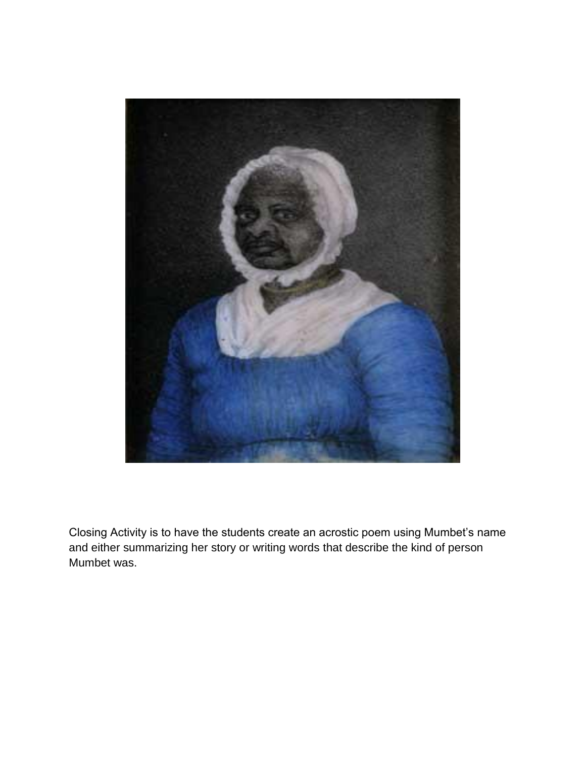Closing Activity is to have the students create an acrostic poem using Mumbet's name and either summarizing her story or writing words that describe the kind of person Mumbet was.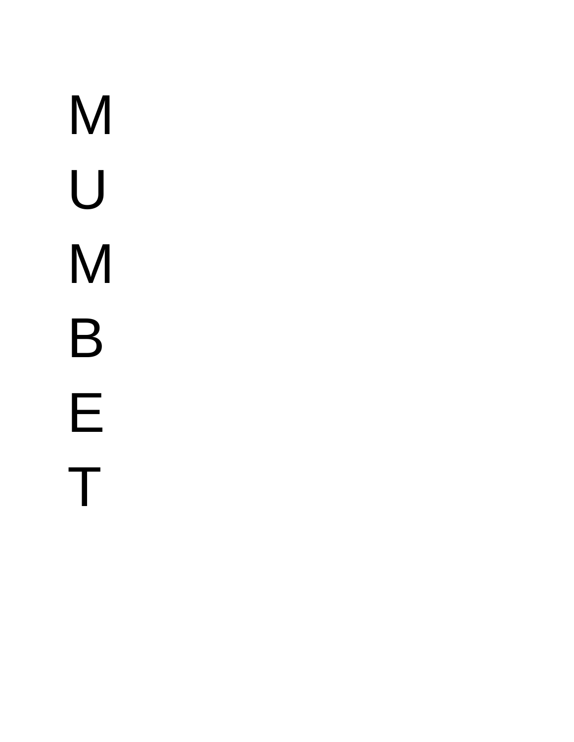M

U

M

B

E

T